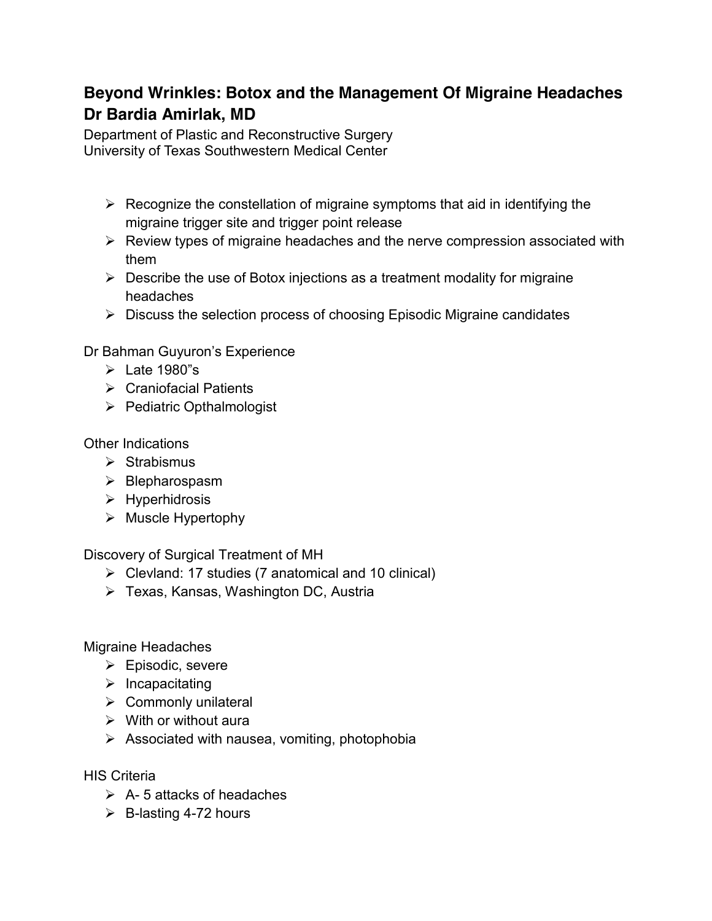# Beyond Wrinkles: Botox and the Management Of Migraine Headaches
## Dr Bardia Amirlak, MD

Department of Plastic and Reconstructive Surgery
University of Texas Southwestern Medical Center

- Recognize the constellation of migraine symptoms that aid in identifying the migraine trigger site and trigger point release
- Review types of migraine headaches and the nerve compression associated with them
- Describe the use of Botox injections as a treatment modality for migraine headaches
- Discuss the selection process of choosing Episodic Migraine candidates

Dr Bahman Guyuron's Experience

- Late 1980"s
- Craniofacial Patients
- Pediatric Opthalmologist

Other Indications

- Strabismus
- Blepharospasm
- Hyperhidrosis
- Muscle Hypertophy

Discovery of Surgical Treatment of MH

- Clevland: 17 studies (7 anatomical and 10 clinical)
- Texas, Kansas, Washington DC, Austria

Migraine Headaches

- Episodic, severe
- Incapacitating
- Commonly unilateral
- With or without aura
- Associated with nausea, vomiting, photophobia

HIS Criteria

- A- 5 attacks of headaches
- B-lasting 4-72 hours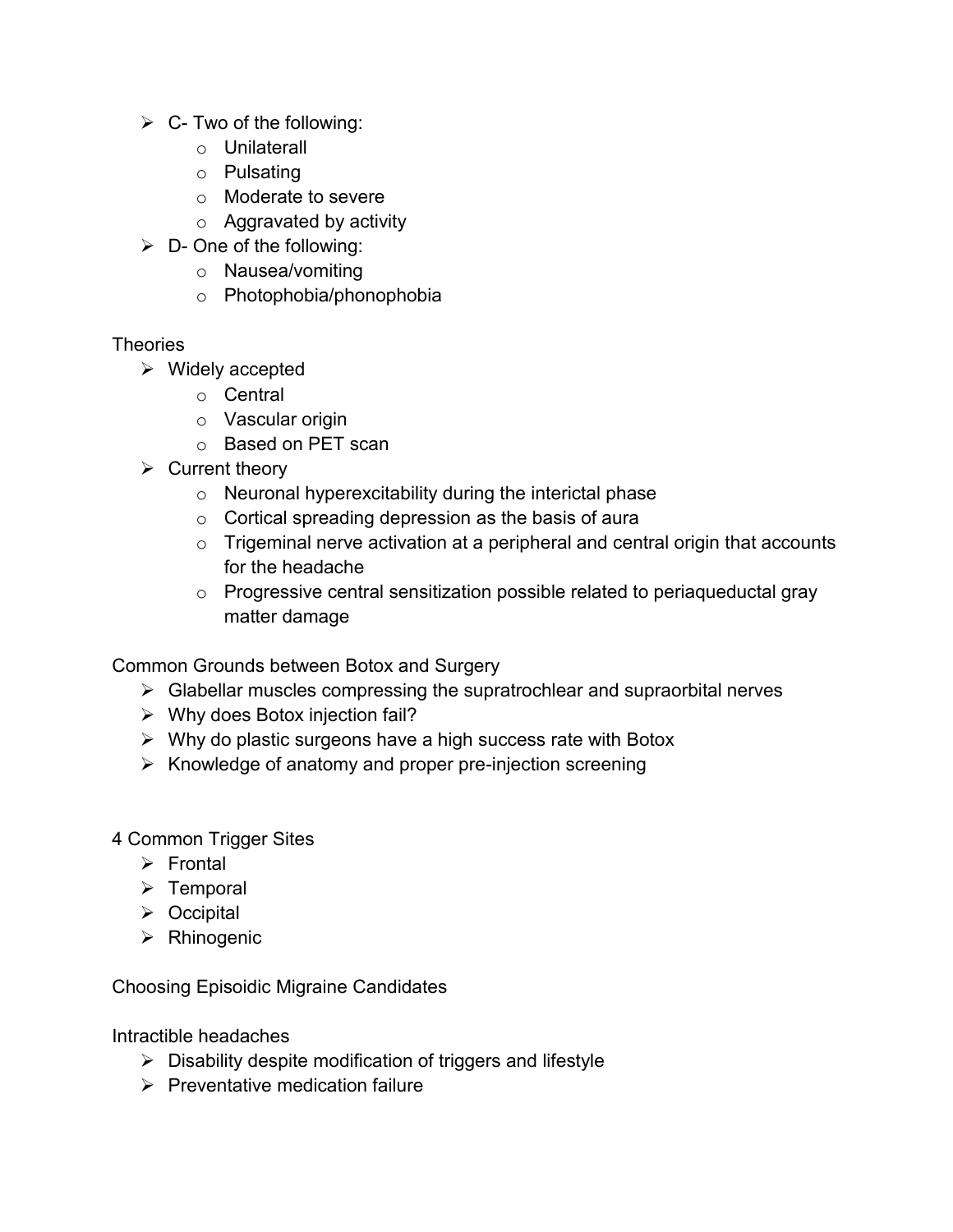- C- Two of the following:
  - Unilaterall
  - Pulsating
  - Moderate to severe
  - Aggravated by activity
- D- One of the following:
  - Nausea/vomiting
  - Photophobia/phonophobia

Theories

- Widely accepted
  - Central
  - Vascular origin
  - Based on PET scan
- Current theory
  - Neuronal hyperexcitability during the interictal phase
  - Cortical spreading depression as the basis of aura
  - Trigeminal nerve activation at a peripheral and central origin that accounts for the headache
  - Progressive central sensitization possible related to periaqueductal gray matter damage

Common Grounds between Botox and Surgery

- Glabellar muscles compressing the supratrochlear and supraorbital nerves
- Why does Botox injection fail?
- Why do plastic surgeons have a high success rate with Botox
- Knowledge of anatomy and proper pre-injection screening

4 Common Trigger Sites

- Frontal
- Temporal
- Occipital
- Rhinogenic

Choosing Episoidic Migraine Candidates

Intractible headaches

- Disability despite modification of triggers and lifestyle
- Preventative medication failure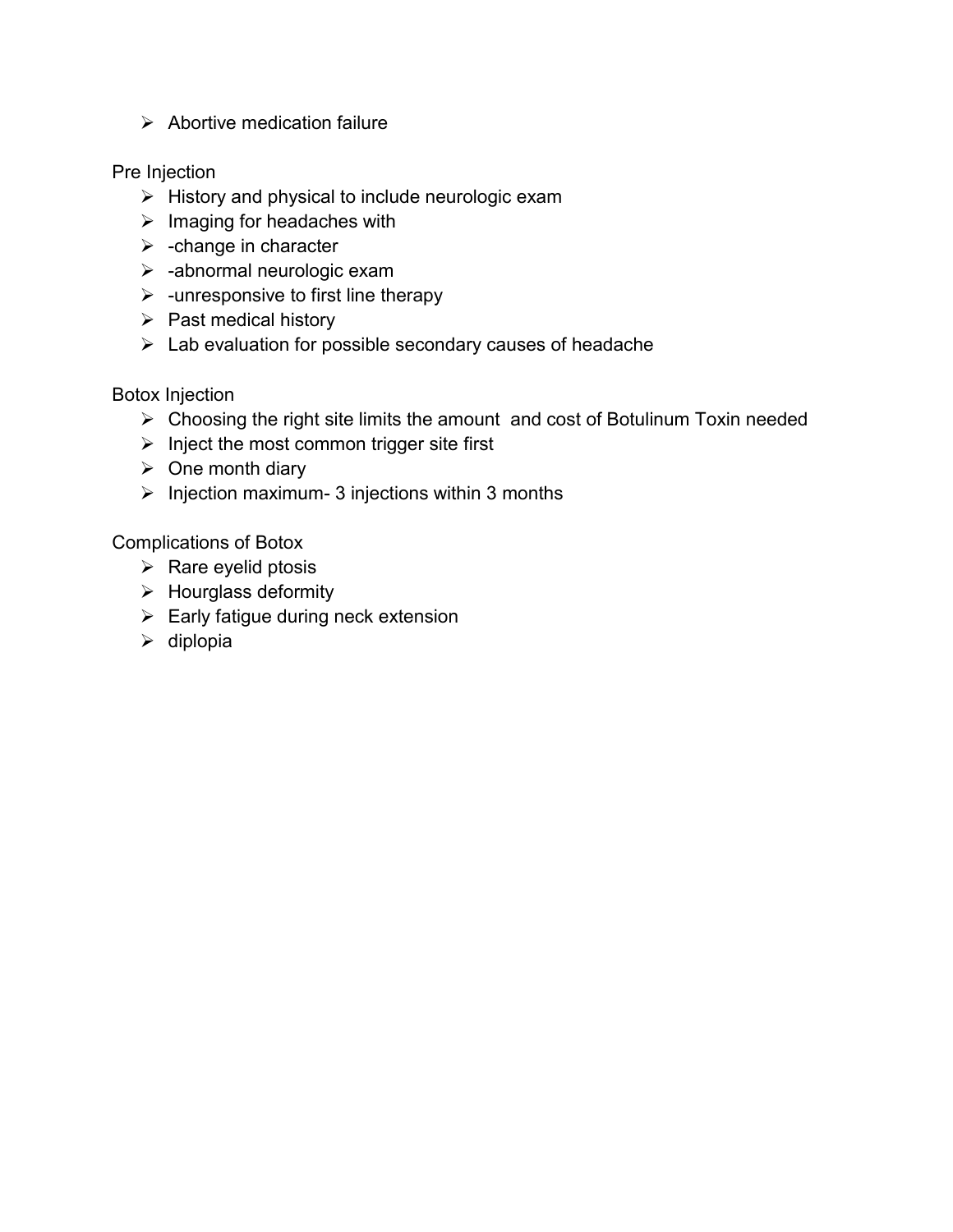- Abortive medication failure

Pre Injection

- History and physical to include neurologic exam
- Imaging for headaches with
- -change in character
- -abnormal neurologic exam
- -unresponsive to first line therapy
- Past medical history
- Lab evaluation for possible secondary causes of headache

Botox Injection

- Choosing the right site limits the amount  and cost of Botulinum Toxin needed
- Inject the most common trigger site first
- One month diary
- Injection maximum- 3 injections within 3 months

Complications of Botox

- Rare eyelid ptosis
- Hourglass deformity
- Early fatigue during neck extension
- diplopia